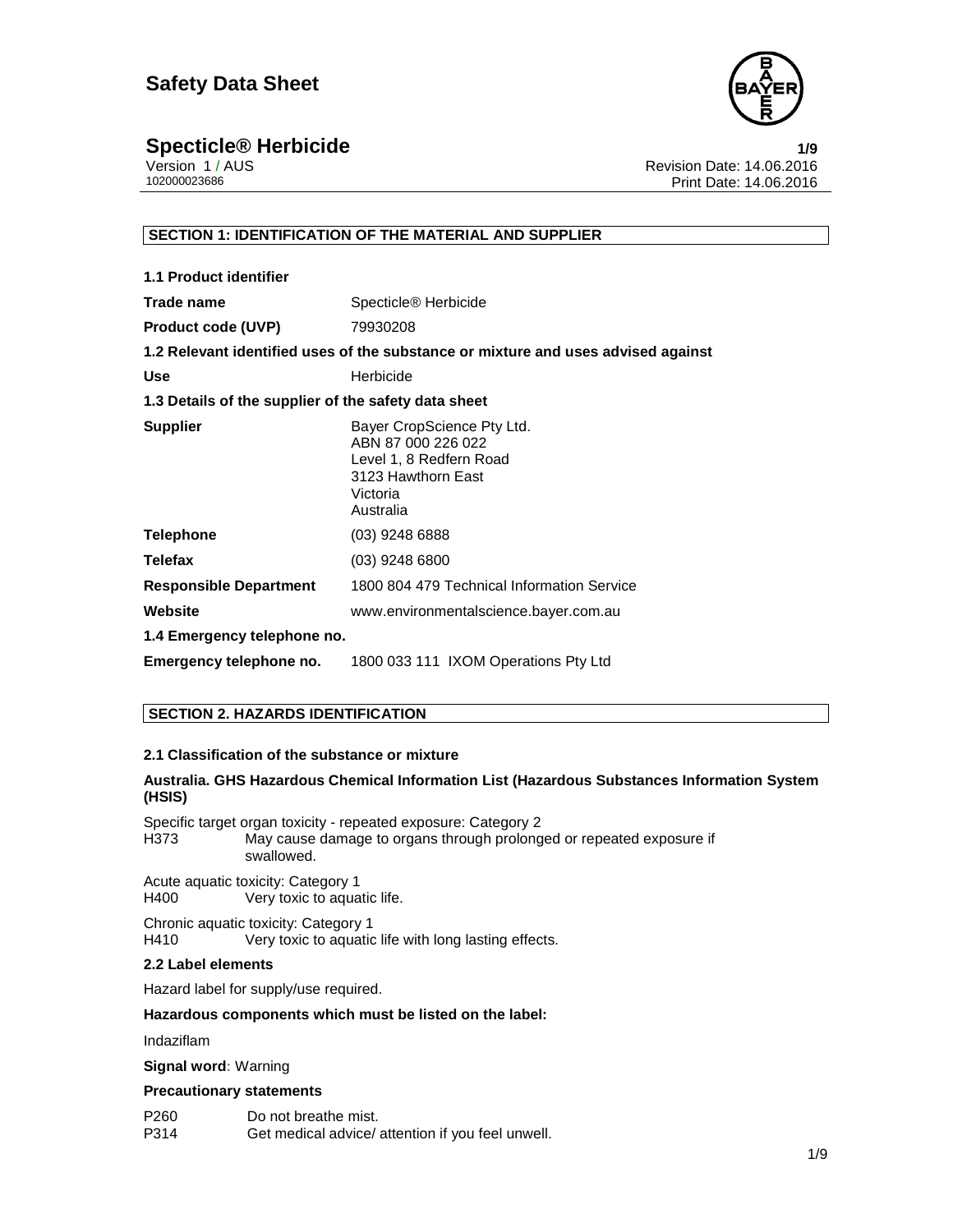# Safety Data Sheet

## Specticle® Herbicide

Version 1 / AUS
102000023686

Revision Date: 14.06.2016
Print Date: 14.06.2016

### SECTION 1: IDENTIFICATION OF THE MATERIAL AND SUPPLIER

**1.1 Product identifier**

| | |
|---|---|
| **Trade name** | Specticle® Herbicide |
| **Product code (UVP)** | 79930208 |

**1.2 Relevant identified uses of the substance or mixture and uses advised against**

| | |
|---|---|
| **Use** | Herbicide |

**1.3 Details of the supplier of the safety data sheet**

| | |
|---|---|
| **Supplier** | Bayer CropScience Pty Ltd.<br>ABN 87 000 226 022<br>Level 1, 8 Redfern Road<br>3123 Hawthorn East<br>Victoria<br>Australia |
| **Telephone** | (03) 9248 6888 |
| **Telefax** | (03) 9248 6800 |
| **Responsible Department** | 1800 804 479 Technical Information Service |
| **Website** | www.environmentalscience.bayer.com.au |

**1.4 Emergency telephone no.**

| | |
|---|---|
| **Emergency telephone no.** | 1800 033 111 IXOM Operations Pty Ltd |

### SECTION 2. HAZARDS IDENTIFICATION

**2.1 Classification of the substance or mixture**

**Australia. GHS Hazardous Chemical Information List (Hazardous Substances Information System (HSIS)**

Specific target organ toxicity - repeated exposure: Category 2
H373 May cause damage to organs through prolonged or repeated exposure if swallowed.

Acute aquatic toxicity: Category 1
H400 Very toxic to aquatic life.

Chronic aquatic toxicity: Category 1
H410 Very toxic to aquatic life with long lasting effects.

**2.2 Label elements**

Hazard label for supply/use required.

**Hazardous components which must be listed on the label:**

Indaziflam

**Signal word**: Warning

**Precautionary statements**

P260 Do not breathe mist.
P314 Get medical advice/ attention if you feel unwell.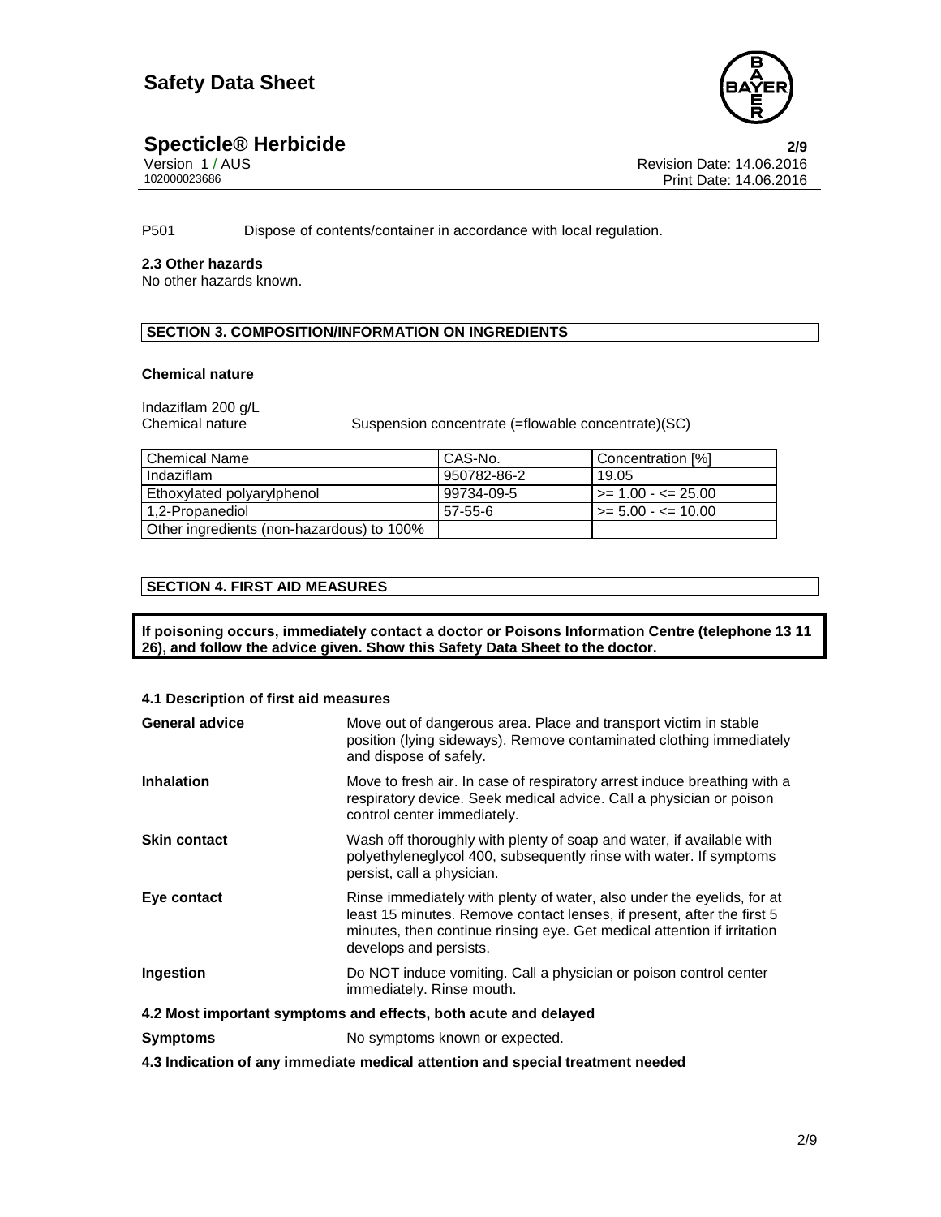P501 Dispose of contents/container in accordance with local regulation.

**2.3 Other hazards**

No other hazards known.

## SECTION 3. COMPOSITION/INFORMATION ON INGREDIENTS

**Chemical nature**

Indaziflam 200 g/L

Chemical nature: Suspension concentrate (=flowable concentrate)(SC)

| Chemical Name | CAS-No. | Concentration [%] |
|---|---|---|
| Indaziflam | 950782-86-2 | 19.05 |
| Ethoxylated polyarylphenol | 99734-09-5 | >= 1.00 - <= 25.00 |
| 1,2-Propanediol | 57-55-6 | >= 5.00 - <= 10.00 |
| Other ingredients (non-hazardous) to 100% | | |

## SECTION 4. FIRST AID MEASURES

**If poisoning occurs, immediately contact a doctor or Poisons Information Centre (telephone 13 11 26), and follow the advice given. Show this Safety Data Sheet to the doctor.**

**4.1 Description of first aid measures**

**General advice**: Move out of dangerous area. Place and transport victim in stable position (lying sideways). Remove contaminated clothing immediately and dispose of safely.

**Inhalation**: Move to fresh air. In case of respiratory arrest induce breathing with a respiratory device. Seek medical advice. Call a physician or poison control center immediately.

**Skin contact**: Wash off thoroughly with plenty of soap and water, if available with polyethyleneglycol 400, subsequently rinse with water. If symptoms persist, call a physician.

**Eye contact**: Rinse immediately with plenty of water, also under the eyelids, for at least 15 minutes. Remove contact lenses, if present, after the first 5 minutes, then continue rinsing eye. Get medical attention if irritation develops and persists.

**Ingestion**: Do NOT induce vomiting. Call a physician or poison control center immediately. Rinse mouth.

**4.2 Most important symptoms and effects, both acute and delayed**

**Symptoms**: No symptoms known or expected.

**4.3 Indication of any immediate medical attention and special treatment needed**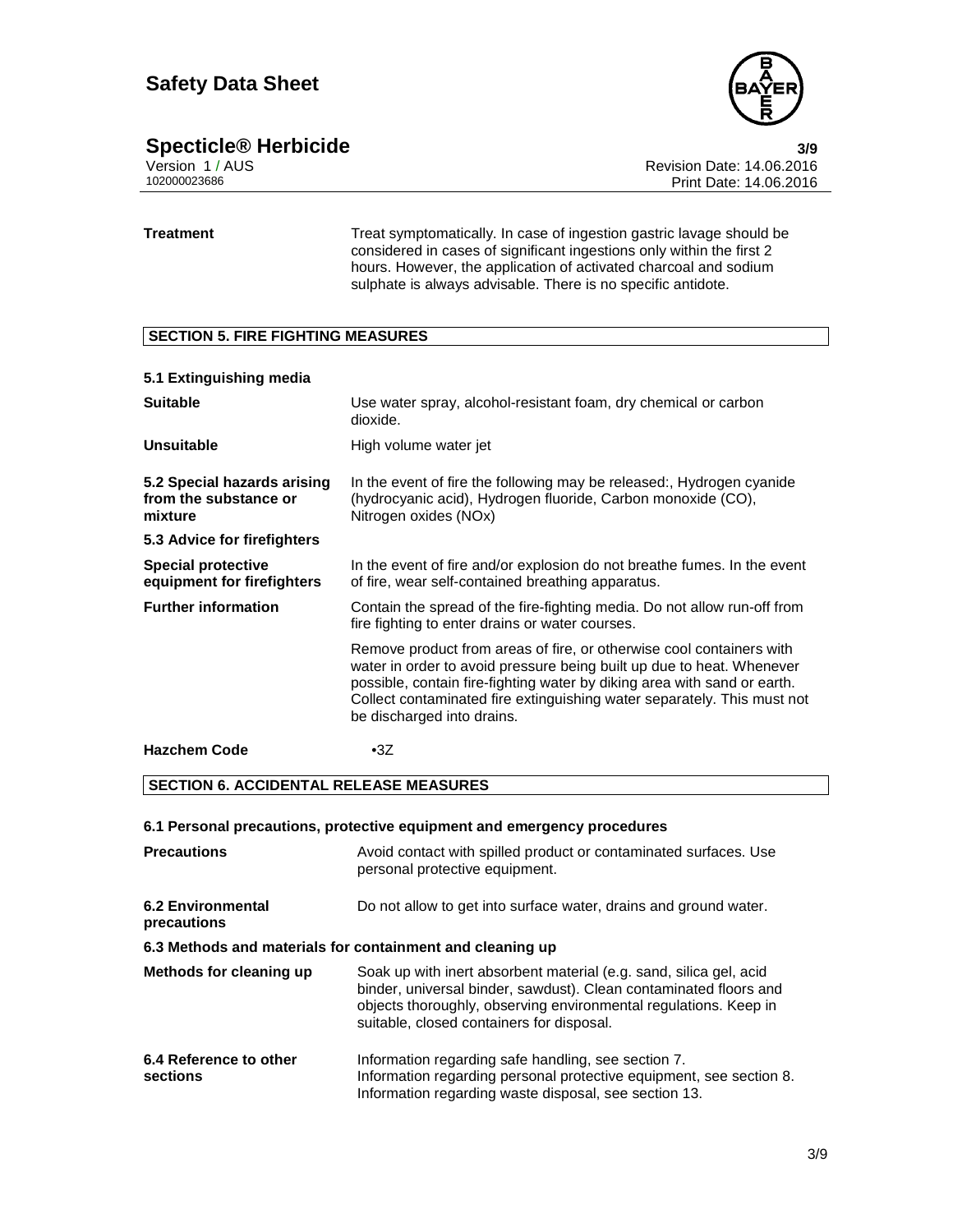**Treatment** Treat symptomatically. In case of ingestion gastric lavage should be considered in cases of significant ingestions only within the first 2 hours. However, the application of activated charcoal and sodium sulphate is always advisable. There is no specific antidote.

## SECTION 5. FIRE FIGHTING MEASURES

### 5.1 Extinguishing media

**Suitable** Use water spray, alcohol-resistant foam, dry chemical or carbon dioxide.

**Unsuitable** High volume water jet

**5.2 Special hazards arising from the substance or mixture** In the event of fire the following may be released:, Hydrogen cyanide (hydrocyanic acid), Hydrogen fluoride, Carbon monoxide (CO), Nitrogen oxides (NOx)

### 5.3 Advice for firefighters

**Special protective equipment for firefighters** In the event of fire and/or explosion do not breathe fumes. In the event of fire, wear self-contained breathing apparatus.

**Further information** Contain the spread of the fire-fighting media. Do not allow run-off from fire fighting to enter drains or water courses.

Remove product from areas of fire, or otherwise cool containers with water in order to avoid pressure being built up due to heat. Whenever possible, contain fire-fighting water by diking area with sand or earth. Collect contaminated fire extinguishing water separately. This must not be discharged into drains.

**Hazchem Code** •3Z

## SECTION 6. ACCIDENTAL RELEASE MEASURES

### 6.1 Personal precautions, protective equipment and emergency procedures

**Precautions** Avoid contact with spilled product or contaminated surfaces. Use personal protective equipment.

**6.2 Environmental precautions** Do not allow to get into surface water, drains and ground water.

### 6.3 Methods and materials for containment and cleaning up

**Methods for cleaning up** Soak up with inert absorbent material (e.g. sand, silica gel, acid binder, universal binder, sawdust). Clean contaminated floors and objects thoroughly, observing environmental regulations. Keep in suitable, closed containers for disposal.

**6.4 Reference to other sections** Information regarding safe handling, see section 7.
Information regarding personal protective equipment, see section 8.
Information regarding waste disposal, see section 13.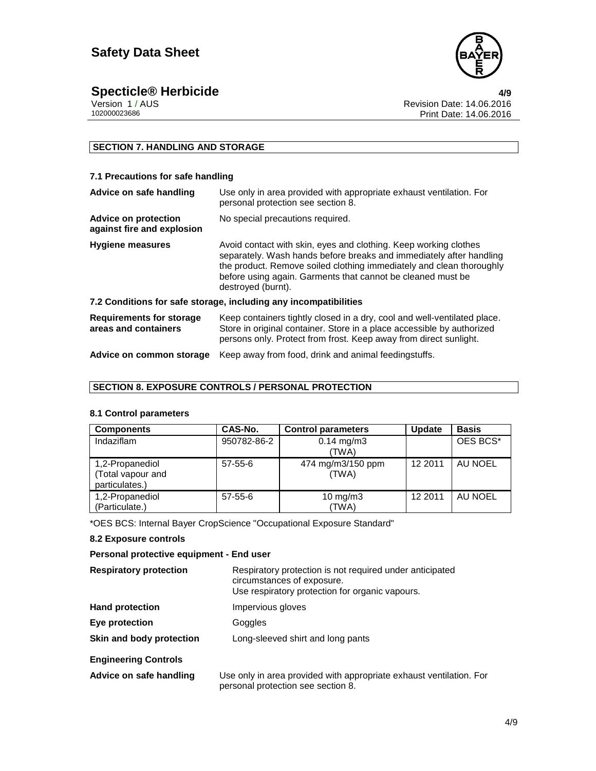## SECTION 7. HANDLING AND STORAGE

### 7.1 Precautions for safe handling

| | |
|---|---|
| **Advice on safe handling** | Use only in area provided with appropriate exhaust ventilation. For personal protection see section 8. |
| **Advice on protection against fire and explosion** | No special precautions required. |
| **Hygiene measures** | Avoid contact with skin, eyes and clothing. Keep working clothes separately. Wash hands before breaks and immediately after handling the product. Remove soiled clothing immediately and clean thoroughly before using again. Garments that cannot be cleaned must be destroyed (burnt). |

### 7.2 Conditions for safe storage, including any incompatibilities

| | |
|---|---|
| **Requirements for storage areas and containers** | Keep containers tightly closed in a dry, cool and well-ventilated place. Store in original container. Store in a place accessible by authorized persons only. Protect from frost. Keep away from direct sunlight. |
| **Advice on common storage** | Keep away from food, drink and animal feedingstuffs. |

## SECTION 8. EXPOSURE CONTROLS / PERSONAL PROTECTION

### 8.1 Control parameters

| Components | CAS-No. | Control parameters | Update | Basis |
|---|---|---|---|---|
| Indaziflam | 950782-86-2 | 0.14 mg/m3 (TWA) | | OES BCS* |
| 1,2-Propanediol (Total vapour and particulates.) | 57-55-6 | 474 mg/m3/150 ppm (TWA) | 12 2011 | AU NOEL |
| 1,2-Propanediol (Particulate.) | 57-55-6 | 10 mg/m3 (TWA) | 12 2011 | AU NOEL |

*OES BCS: Internal Bayer CropScience "Occupational Exposure Standard"

### 8.2 Exposure controls

**Personal protective equipment - End user**

| | |
|---|---|
| **Respiratory protection** | Respiratory protection is not required under anticipated circumstances of exposure. Use respiratory protection for organic vapours. |
| **Hand protection** | Impervious gloves |
| **Eye protection** | Goggles |
| **Skin and body protection** | Long-sleeved shirt and long pants |

**Engineering Controls**

| | |
|---|---|
| **Advice on safe handling** | Use only in area provided with appropriate exhaust ventilation. For personal protection see section 8. |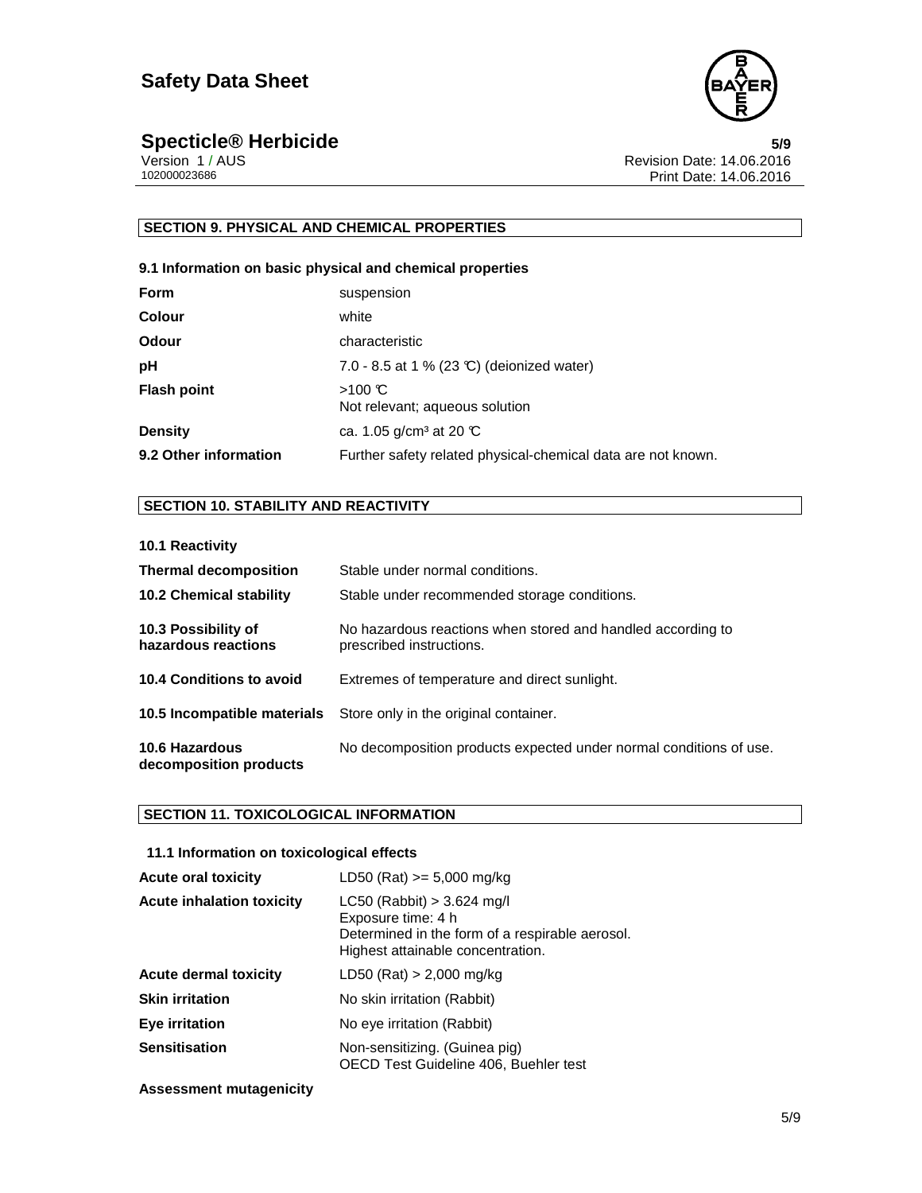## SECTION 9. PHYSICAL AND CHEMICAL PROPERTIES

### 9.1 Information on basic physical and chemical properties

| | |
|---|---|
| **Form** | suspension |
| **Colour** | white |
| **Odour** | characteristic |
| **pH** | 7.0 - 8.5 at 1 % (23 °C) (deionized water) |
| **Flash point** | >100 °C<br>Not relevant; aqueous solution |
| **Density** | ca. 1.05 g/cm³ at 20 °C |
| **9.2 Other information** | Further safety related physical-chemical data are not known. |

## SECTION 10. STABILITY AND REACTIVITY

| | |
|---|---|
| **10.1 Reactivity** | |
| **Thermal decomposition** | Stable under normal conditions. |
| **10.2 Chemical stability** | Stable under recommended storage conditions. |
| **10.3 Possibility of hazardous reactions** | No hazardous reactions when stored and handled according to prescribed instructions. |
| **10.4 Conditions to avoid** | Extremes of temperature and direct sunlight. |
| **10.5 Incompatible materials** | Store only in the original container. |
| **10.6 Hazardous decomposition products** | No decomposition products expected under normal conditions of use. |

## SECTION 11. TOXICOLOGICAL INFORMATION

### 11.1 Information on toxicological effects

| | |
|---|---|
| **Acute oral toxicity** | LD50 (Rat) >= 5,000 mg/kg |
| **Acute inhalation toxicity** | LC50 (Rabbit) > 3.624 mg/l<br>Exposure time: 4 h<br>Determined in the form of a respirable aerosol.<br>Highest attainable concentration. |
| **Acute dermal toxicity** | LD50 (Rat) > 2,000 mg/kg |
| **Skin irritation** | No skin irritation (Rabbit) |
| **Eye irritation** | No eye irritation (Rabbit) |
| **Sensitisation** | Non-sensitizing. (Guinea pig)<br>OECD Test Guideline 406, Buehler test |

**Assessment mutagenicity**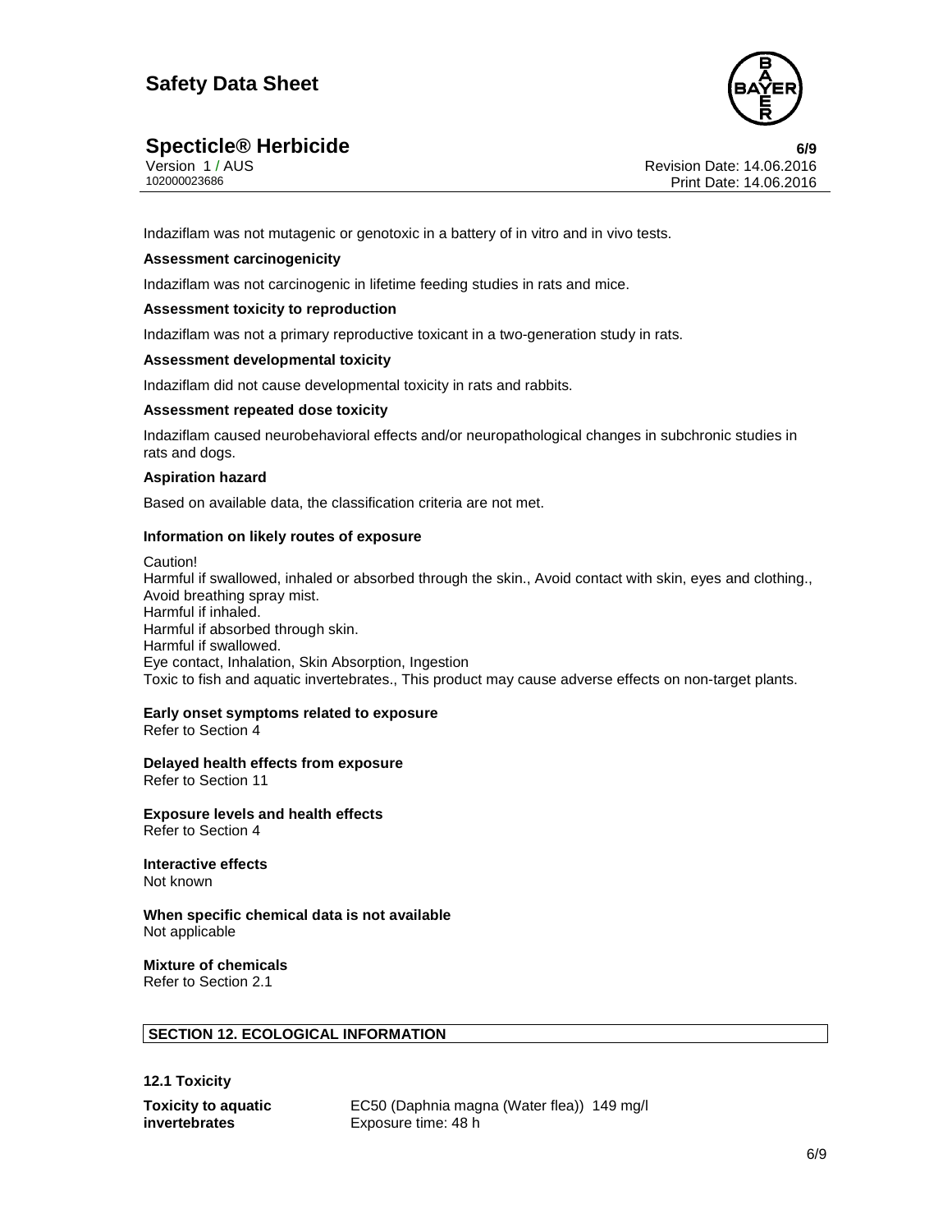Indaziflam was not mutagenic or genotoxic in a battery of in vitro and in vivo tests.

**Assessment carcinogenicity**

Indaziflam was not carcinogenic in lifetime feeding studies in rats and mice.

**Assessment toxicity to reproduction**

Indaziflam was not a primary reproductive toxicant in a two-generation study in rats.

**Assessment developmental toxicity**

Indaziflam did not cause developmental toxicity in rats and rabbits.

**Assessment repeated dose toxicity**

Indaziflam caused neurobehavioral effects and/or neuropathological changes in subchronic studies in rats and dogs.

**Aspiration hazard**

Based on available data, the classification criteria are not met.

**Information on likely routes of exposure**

Caution!
Harmful if swallowed, inhaled or absorbed through the skin., Avoid contact with skin, eyes and clothing., Avoid breathing spray mist.
Harmful if inhaled.
Harmful if absorbed through skin.
Harmful if swallowed.
Eye contact, Inhalation, Skin Absorption, Ingestion
Toxic to fish and aquatic invertebrates., This product may cause adverse effects on non-target plants.

**Early onset symptoms related to exposure**
Refer to Section 4

**Delayed health effects from exposure**
Refer to Section 11

**Exposure levels and health effects**
Refer to Section 4

**Interactive effects**
Not known

**When specific chemical data is not available**
Not applicable

**Mixture of chemicals**
Refer to Section 2.1

## SECTION 12. ECOLOGICAL INFORMATION

### 12.1 Toxicity

| | |
|---|---|
| **Toxicity to aquatic invertebrates** | EC50 (Daphnia magna (Water flea)) 149 mg/l<br>Exposure time: 48 h |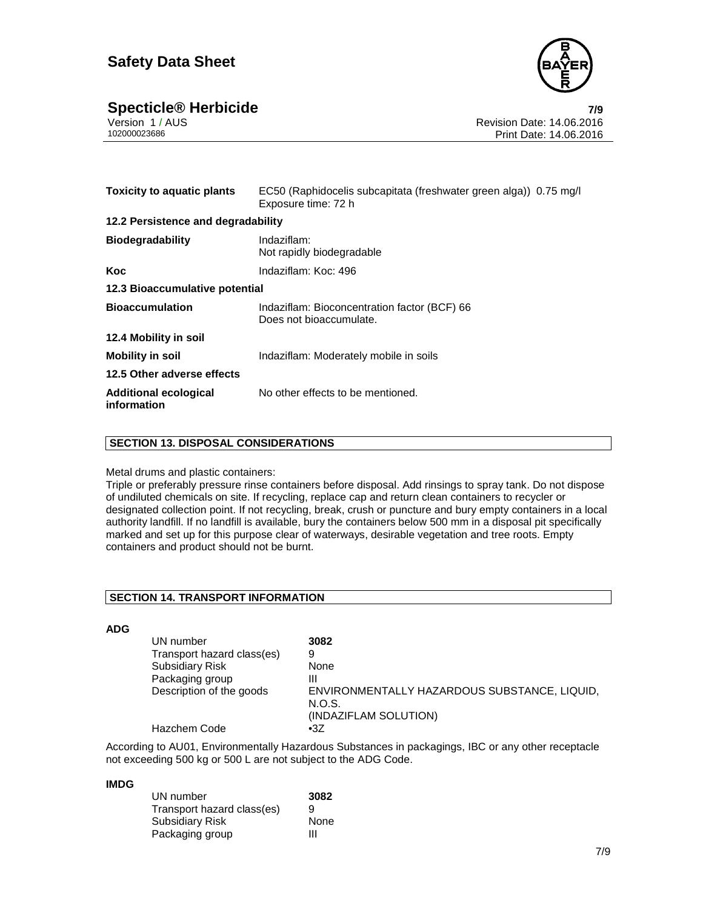| | |
|---|---|
| **Toxicity to aquatic plants** | EC50 (Raphidocelis subcapitata (freshwater green alga)) 0.75 mg/l<br>Exposure time: 72 h |

**12.2 Persistence and degradability**

| | |
|---|---|
| **Biodegradability** | Indaziflam:<br>Not rapidly biodegradable |
| **Koc** | Indaziflam: Koc: 496 |

**12.3 Bioaccumulative potential**

| | |
|---|---|
| **Bioaccumulation** | Indaziflam: Bioconcentration factor (BCF) 66<br>Does not bioaccumulate. |

**12.4 Mobility in soil**

| | |
|---|---|
| **Mobility in soil** | Indaziflam: Moderately mobile in soils |

**12.5 Other adverse effects**

| | |
|---|---|
| **Additional ecological information** | No other effects to be mentioned. |

## SECTION 13. DISPOSAL CONSIDERATIONS

Metal drums and plastic containers:
Triple or preferably pressure rinse containers before disposal. Add rinsings to spray tank. Do not dispose of undiluted chemicals on site. If recycling, replace cap and return clean containers to recycler or designated collection point. If not recycling, break, crush or puncture and bury empty containers in a local authority landfill. If no landfill is available, bury the containers below 500 mm in a disposal pit specifically marked and set up for this purpose clear of waterways, desirable vegetation and tree roots. Empty containers and product should not be burnt.

## SECTION 14. TRANSPORT INFORMATION

**ADG**

| | |
|---|---|
| UN number | **3082** |
| Transport hazard class(es) | 9 |
| Subsidiary Risk | None |
| Packaging group | III |
| Description of the goods | ENVIRONMENTALLY HAZARDOUS SUBSTANCE, LIQUID, N.O.S.<br>(INDAZIFLAM SOLUTION) |
| Hazchem Code | •3Z |

According to AU01, Environmentally Hazardous Substances in packagings, IBC or any other receptacle not exceeding 500 kg or 500 L are not subject to the ADG Code.

**IMDG**

| | |
|---|---|
| UN number | **3082** |
| Transport hazard class(es) | 9 |
| Subsidiary Risk | None |
| Packaging group | III |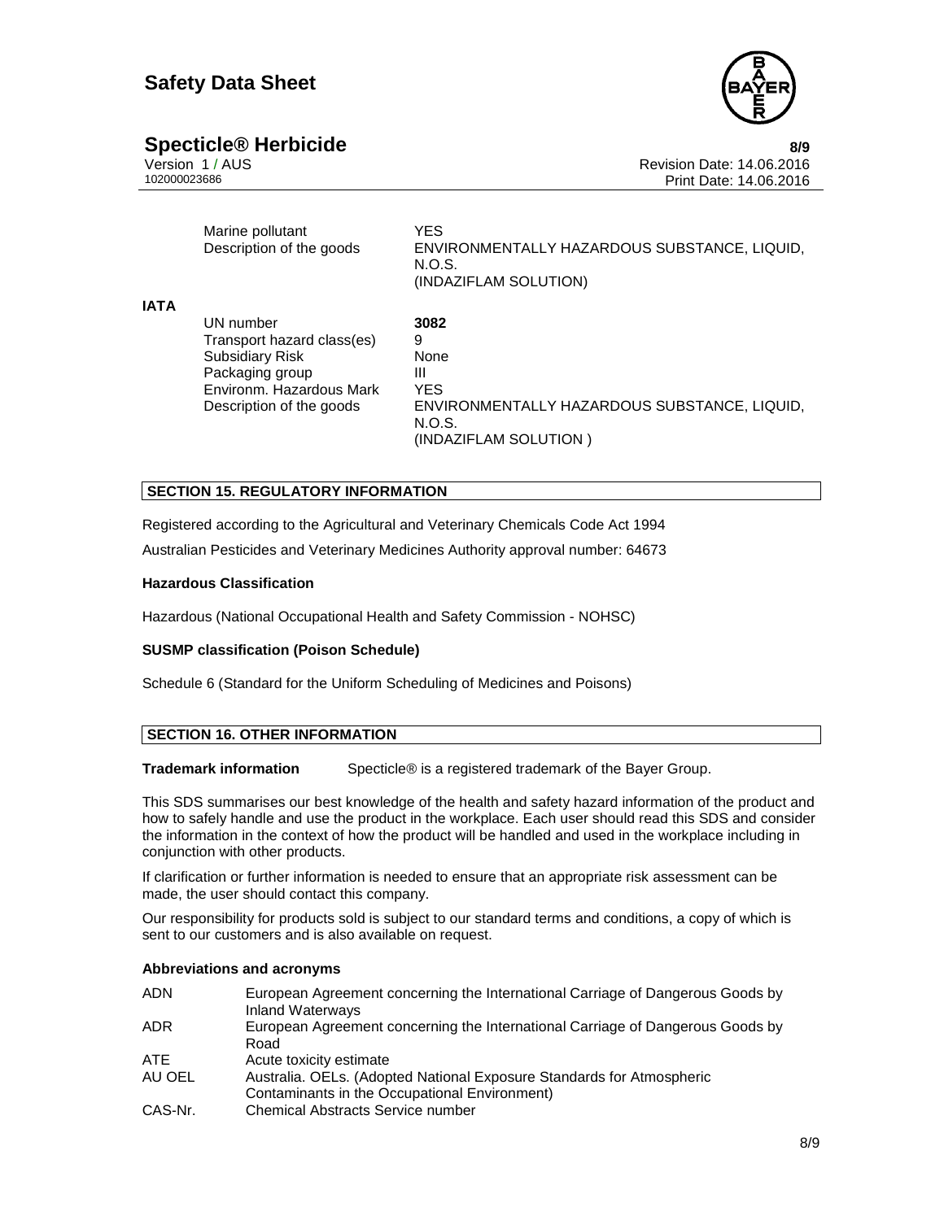| | | |
|---|---|---|
| | Marine pollutant | YES |
| | Description of the goods | ENVIRONMENTALLY HAZARDOUS SUBSTANCE, LIQUID, N.O.S. (INDAZIFLAM SOLUTION) |
| **IATA** | | |
| | UN number | **3082** |
| | Transport hazard class(es) | 9 |
| | Subsidiary Risk | None |
| | Packaging group | III |
| | Environm. Hazardous Mark | YES |
| | Description of the goods | ENVIRONMENTALLY HAZARDOUS SUBSTANCE, LIQUID, N.O.S. (INDAZIFLAM SOLUTION ) |

## SECTION 15. REGULATORY INFORMATION

Registered according to the Agricultural and Veterinary Chemicals Code Act 1994

Australian Pesticides and Veterinary Medicines Authority approval number: 64673

**Hazardous Classification**

Hazardous (National Occupational Health and Safety Commission - NOHSC)

**SUSMP classification (Poison Schedule)**

Schedule 6 (Standard for the Uniform Scheduling of Medicines and Poisons)

## SECTION 16. OTHER INFORMATION

**Trademark information** Specticle® is a registered trademark of the Bayer Group.

This SDS summarises our best knowledge of the health and safety hazard information of the product and how to safely handle and use the product in the workplace. Each user should read this SDS and consider the information in the context of how the product will be handled and used in the workplace including in conjunction with other products.

If clarification or further information is needed to ensure that an appropriate risk assessment can be made, the user should contact this company.

Our responsibility for products sold is subject to our standard terms and conditions, a copy of which is sent to our customers and is also available on request.

**Abbreviations and acronyms**

| | |
|---|---|
| ADN | European Agreement concerning the International Carriage of Dangerous Goods by Inland Waterways |
| ADR | European Agreement concerning the International Carriage of Dangerous Goods by Road |
| ATE | Acute toxicity estimate |
| AU OEL | Australia. OELs. (Adopted National Exposure Standards for Atmospheric Contaminants in the Occupational Environment) |
| CAS-Nr. | Chemical Abstracts Service number |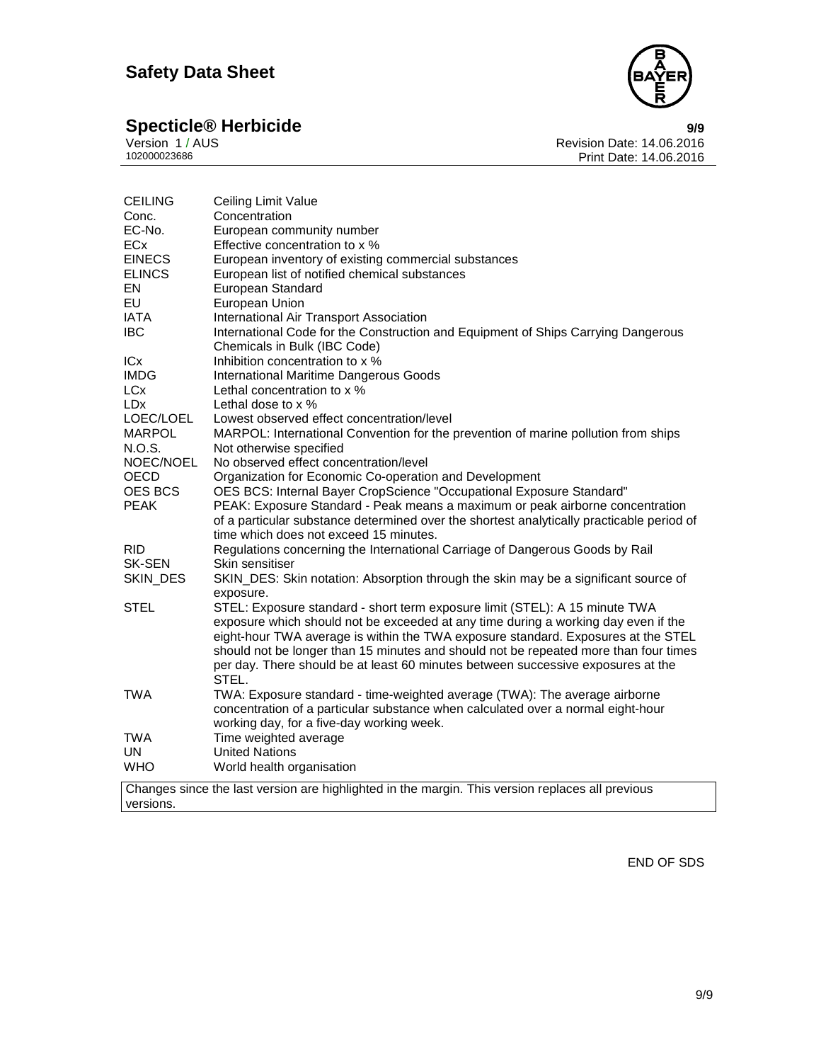| | |
|---|---|
| CEILING | Ceiling Limit Value |
| Conc. | Concentration |
| EC-No. | European community number |
| ECx | Effective concentration to x % |
| EINECS | European inventory of existing commercial substances |
| ELINCS | European list of notified chemical substances |
| EN | European Standard |
| EU | European Union |
| IATA | International Air Transport Association |
| IBC | International Code for the Construction and Equipment of Ships Carrying Dangerous Chemicals in Bulk (IBC Code) |
| ICx | Inhibition concentration to x % |
| IMDG | International Maritime Dangerous Goods |
| LCx | Lethal concentration to x % |
| LDx | Lethal dose to x % |
| LOEC/LOEL | Lowest observed effect concentration/level |
| MARPOL | MARPOL: International Convention for the prevention of marine pollution from ships |
| N.O.S. | Not otherwise specified |
| NOEC/NOEL | No observed effect concentration/level |
| OECD | Organization for Economic Co-operation and Development |
| OES BCS | OES BCS: Internal Bayer CropScience "Occupational Exposure Standard" |
| PEAK | PEAK: Exposure Standard - Peak means a maximum or peak airborne concentration of a particular substance determined over the shortest analytically practicable period of time which does not exceed 15 minutes. |
| RID | Regulations concerning the International Carriage of Dangerous Goods by Rail |
| SK-SEN | Skin sensitiser |
| SKIN_DES | SKIN_DES: Skin notation: Absorption through the skin may be a significant source of exposure. |
| STEL | STEL: Exposure standard - short term exposure limit (STEL): A 15 minute TWA exposure which should not be exceeded at any time during a working day even if the eight-hour TWA average is within the TWA exposure standard. Exposures at the STEL should not be longer than 15 minutes and should not be repeated more than four times per day. There should be at least 60 minutes between successive exposures at the STEL. |
| TWA | TWA: Exposure standard - time-weighted average (TWA): The average airborne concentration of a particular substance when calculated over a normal eight-hour working day, for a five-day working week. |
| TWA | Time weighted average |
| UN | United Nations |
| WHO | World health organisation |

Changes since the last version are highlighted in the margin. This version replaces all previous versions.

END OF SDS